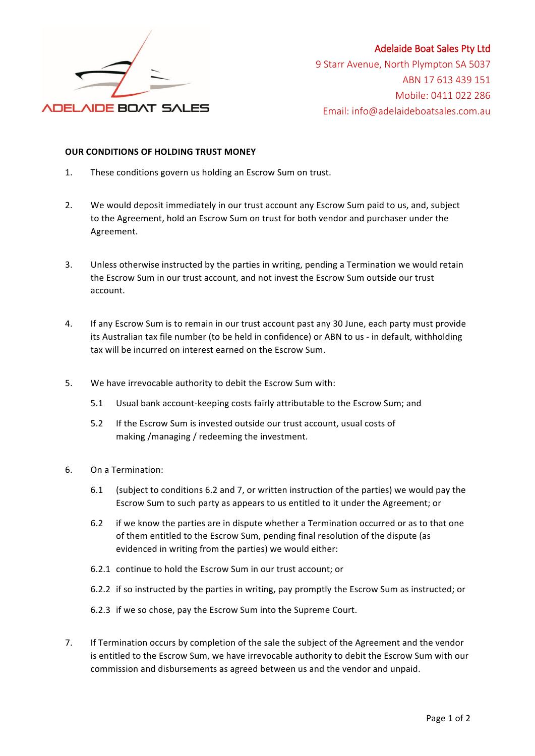Adelaide Boat Sales Pty Ltd
9 Starr Avenue, North Plympton SA 5037
ABN 17 613 439 151
Mobile: 0411 022 286
Email: info@adelaideboatsales.com.au

**OUR CONDITIONS OF HOLDING TRUST MONEY**

1. These conditions govern us holding an Escrow Sum on trust.

2. We would deposit immediately in our trust account any Escrow Sum paid to us, and, subject to the Agreement, hold an Escrow Sum on trust for both vendor and purchaser under the Agreement.

3. Unless otherwise instructed by the parties in writing, pending a Termination we would retain the Escrow Sum in our trust account, and not invest the Escrow Sum outside our trust account.

4. If any Escrow Sum is to remain in our trust account past any 30 June, each party must provide its Australian tax file number (to be held in confidence) or ABN to us - in default, withholding tax will be incurred on interest earned on the Escrow Sum.

5. We have irrevocable authority to debit the Escrow Sum with:

   5.1 Usual bank account-keeping costs fairly attributable to the Escrow Sum; and

   5.2 If the Escrow Sum is invested outside our trust account, usual costs of making /managing / redeeming the investment.

6. On a Termination:

   6.1 (subject to conditions 6.2 and 7, or written instruction of the parties) we would pay the Escrow Sum to such party as appears to us entitled to it under the Agreement; or

   6.2 if we know the parties are in dispute whether a Termination occurred or as to that one of them entitled to the Escrow Sum, pending final resolution of the dispute (as evidenced in writing from the parties) we would either:

   6.2.1 continue to hold the Escrow Sum in our trust account; or

   6.2.2 if so instructed by the parties in writing, pay promptly the Escrow Sum as instructed; or

   6.2.3 if we so chose, pay the Escrow Sum into the Supreme Court.

7. If Termination occurs by completion of the sale the subject of the Agreement and the vendor is entitled to the Escrow Sum, we have irrevocable authority to debit the Escrow Sum with our commission and disbursements as agreed between us and the vendor and unpaid.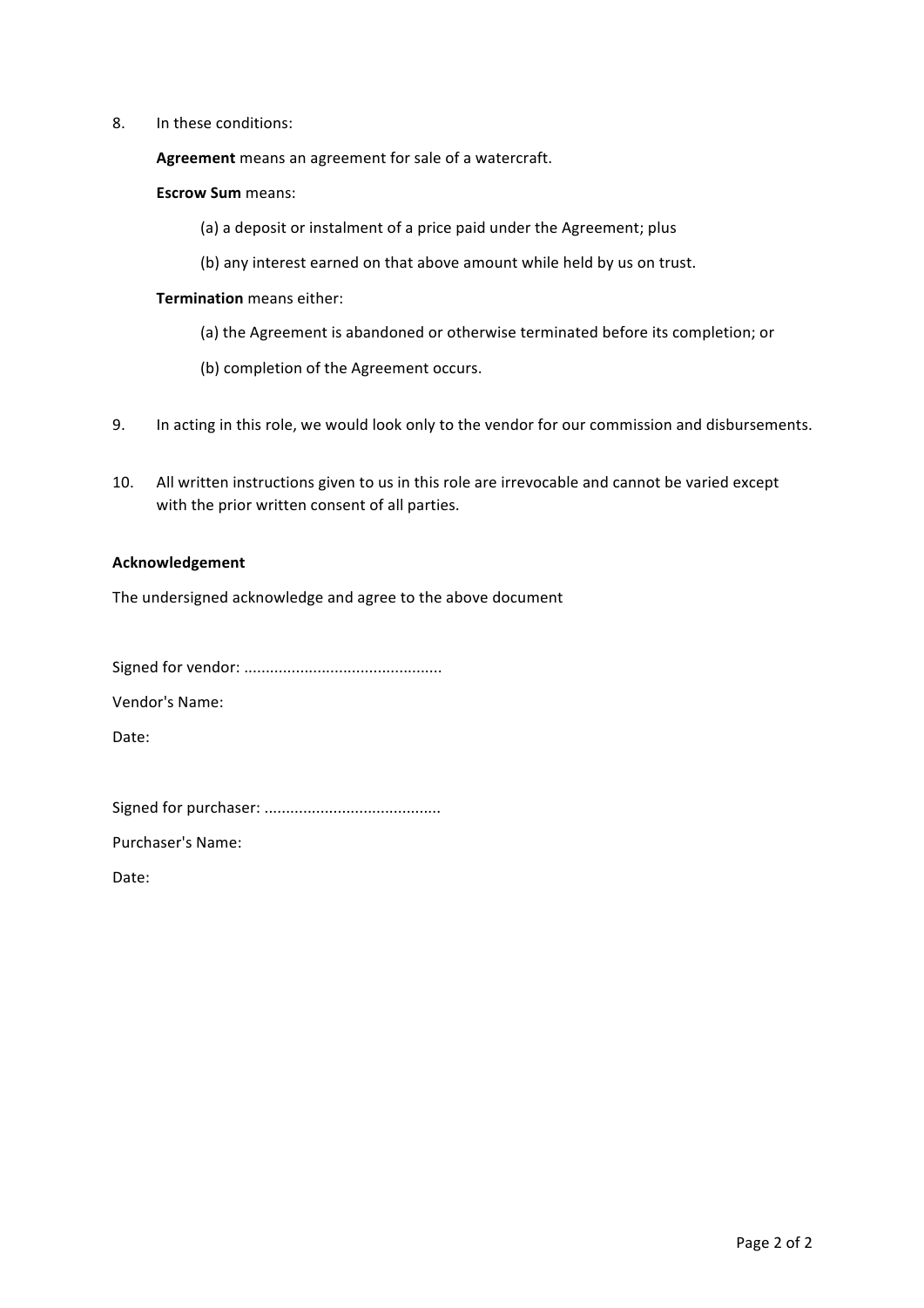8. In these conditions:

   **Agreement** means an agreement for sale of a watercraft.

   **Escrow Sum** means:

   (a) a deposit or instalment of a price paid under the Agreement; plus

   (b) any interest earned on that above amount while held by us on trust.

   **Termination** means either:

   (a) the Agreement is abandoned or otherwise terminated before its completion; or

   (b) completion of the Agreement occurs.

9. In acting in this role, we would look only to the vendor for our commission and disbursements.

10. All written instructions given to us in this role are irrevocable and cannot be varied except with the prior written consent of all parties.

**Acknowledgement**

The undersigned acknowledge and agree to the above document

Signed for vendor: .............................................

Vendor's Name:

Date:

Signed for purchaser: .........................................

Purchaser's Name:

Date: